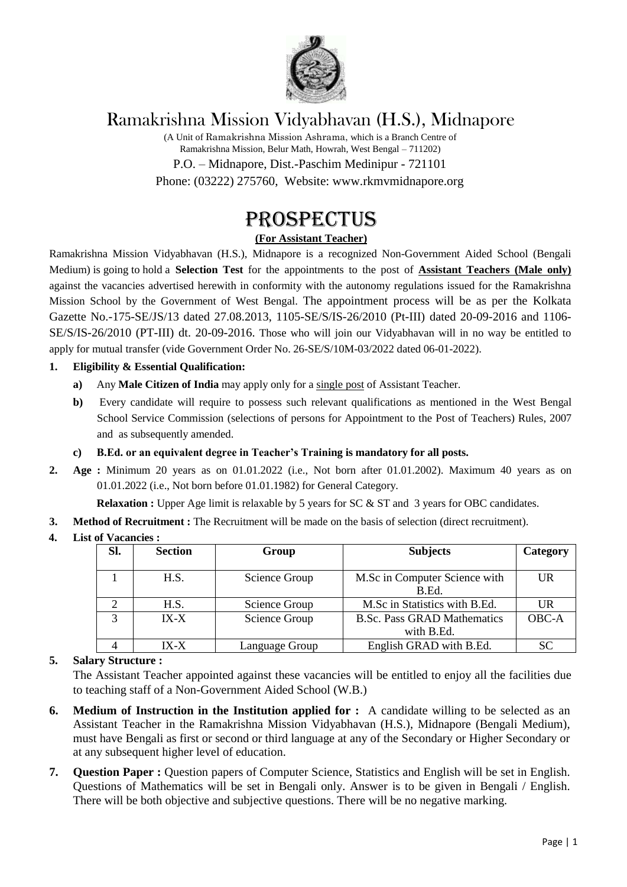# Ramakrishna Mission Vidyabhavan (H.S.), Midnapore

(A Unit of Ramakrishna Mission Ashrama, which is a Branch Centre of
Ramakrishna Mission, Belur Math, Howrah, West Bengal – 711202)

P.O. – Midnapore, Dist.-Paschim Medinipur - 721101

Phone: (03222) 275760, Website: www.rkmvmidnapore.org

## PROSPECTUS

**(For Assistant Teacher)**

Ramakrishna Mission Vidyabhavan (H.S.), Midnapore is a recognized Non-Government Aided School (Bengali Medium) is going to hold a **Selection Test** for the appointments to the post of **Assistant Teachers (Male only)** against the vacancies advertised herewith in conformity with the autonomy regulations issued for the Ramakrishna Mission School by the Government of West Bengal. The appointment process will be as per the Kolkata Gazette No.-175-SE/JS/13 dated 27.08.2013, 1105-SE/S/IS-26/2010 (Pt-III) dated 20-09-2016 and 1106-SE/S/IS-26/2010 (PT-III) dt. 20-09-2016. Those who will join our Vidyabhavan will in no way be entitled to apply for mutual transfer (vide Government Order No. 26-SE/S/10M-03/2022 dated 06-01-2022).

**1. Eligibility & Essential Qualification:**

- **a)** Any **Male Citizen of India** may apply only for a single post of Assistant Teacher.
- **b)** Every candidate will require to possess such relevant qualifications as mentioned in the West Bengal School Service Commission (selections of persons for Appointment to the Post of Teachers) Rules, 2007 and as subsequently amended.
- **c) B.Ed. or an equivalent degree in Teacher's Training is mandatory for all posts.**

**2. Age :** Minimum 20 years as on 01.01.2022 (i.e., Not born after 01.01.2002). Maximum 40 years as on 01.01.2022 (i.e., Not born before 01.01.1982) for General Category.

**Relaxation :** Upper Age limit is relaxable by 5 years for SC & ST and 3 years for OBC candidates.

**3. Method of Recruitment :** The Recruitment will be made on the basis of selection (direct recruitment).

**4. List of Vacancies :**

| Sl. | Section | Group | Subjects | Category |
|---|---|---|---|---|
| 1 | H.S. | Science Group | M.Sc in Computer Science with B.Ed. | UR |
| 2 | H.S. | Science Group | M.Sc in Statistics with B.Ed. | UR |
| 3 | IX-X | Science Group | B.Sc. Pass GRAD Mathematics with B.Ed. | OBC-A |
| 4 | IX-X | Language Group | English GRAD with B.Ed. | SC |

**5. Salary Structure :**

The Assistant Teacher appointed against these vacancies will be entitled to enjoy all the facilities due to teaching staff of a Non-Government Aided School (W.B.)

**6. Medium of Instruction in the Institution applied for :** A candidate willing to be selected as an Assistant Teacher in the Ramakrishna Mission Vidyabhavan (H.S.), Midnapore (Bengali Medium), must have Bengali as first or second or third language at any of the Secondary or Higher Secondary or at any subsequent higher level of education.

**7. Question Paper :** Question papers of Computer Science, Statistics and English will be set in English. Questions of Mathematics will be set in Bengali only. Answer is to be given in Bengali / English. There will be both objective and subjective questions. There will be no negative marking.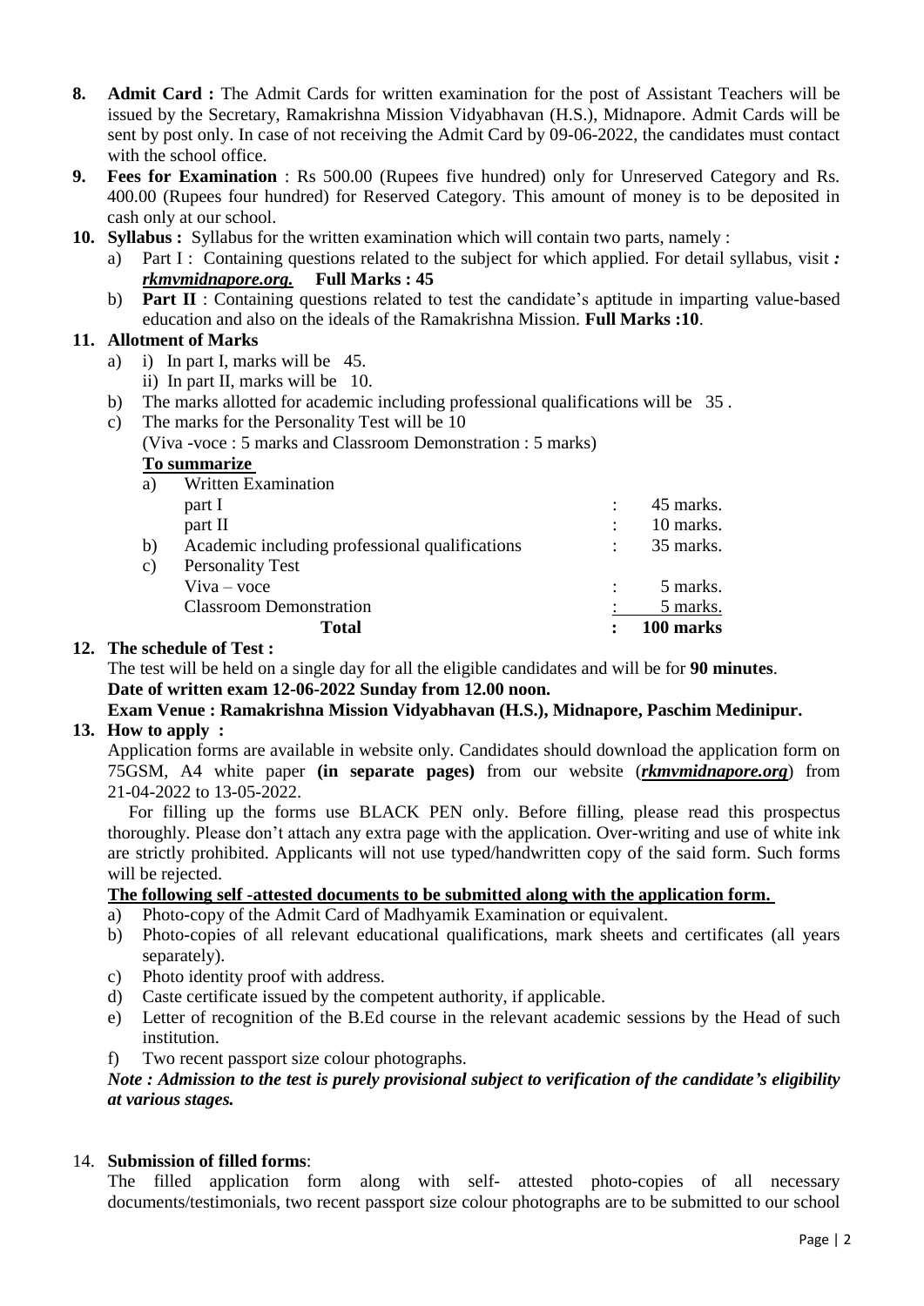8. **Admit Card :** The Admit Cards for written examination for the post of Assistant Teachers will be issued by the Secretary, Ramakrishna Mission Vidyabhavan (H.S.), Midnapore. Admit Cards will be sent by post only. In case of not receiving the Admit Card by 09-06-2022, the candidates must contact with the school office.
9. **Fees for Examination** : Rs 500.00 (Rupees five hundred) only for Unreserved Category and Rs. 400.00 (Rupees four hundred) for Reserved Category. This amount of money is to be deposited in cash only at our school.
10. **Syllabus :** Syllabus for the written examination which will contain two parts, namely :
    a) Part I : Containing questions related to the subject for which applied. For detail syllabus, visit ***: rkmvmidnapore.org.*** **Full Marks : 45**
    b) **Part II** : Containing questions related to test the candidate's aptitude in imparting value-based education and also on the ideals of the Ramakrishna Mission. **Full Marks :10**.
11. **Allotment of Marks**
    a) i) In part I, marks will be 45.
       ii) In part II, marks will be 10.
    b) The marks allotted for academic including professional qualifications will be 35 .
    c) The marks for the Personality Test will be 10
       (Viva -voce : 5 marks and Classroom Demonstration : 5 marks)

    **To summarize**

| | | | |
|---|---|---|---|
| a) | Written Examination | | |
| | part I | : | 45 marks. |
| | part II | : | 10 marks. |
| b) | Academic including professional qualifications | : | 35 marks. |
| c) | Personality Test | | |
| | Viva – voce | : | 5 marks. |
| | Classroom Demonstration | : | 5 marks. |
| | **Total** | **:** | **100 marks** |

12. **The schedule of Test :**
    The test will be held on a single day for all the eligible candidates and will be for **90 minutes**.
    **Date of written exam 12-06-2022 Sunday from 12.00 noon.**
    **Exam Venue : Ramakrishna Mission Vidyabhavan (H.S.), Midnapore, Paschim Medinipur.**
13. **How to apply :**
    Application forms are available in website only. Candidates should download the application form on 75GSM, A4 white paper **(in separate pages)** from our website (***rkmvmidnapore.org***) from 21-04-2022 to 13-05-2022.

    For filling up the forms use BLACK PEN only. Before filling, please read this prospectus thoroughly. Please don't attach any extra page with the application. Over-writing and use of white ink are strictly prohibited. Applicants will not use typed/handwritten copy of the said form. Such forms will be rejected.

    **The following self -attested documents to be submitted along with the application form.**
    a) Photo-copy of the Admit Card of Madhyamik Examination or equivalent.
    b) Photo-copies of all relevant educational qualifications, mark sheets and certificates (all years separately).
    c) Photo identity proof with address.
    d) Caste certificate issued by the competent authority, if applicable.
    e) Letter of recognition of the B.Ed course in the relevant academic sessions by the Head of such institution.
    f) Two recent passport size colour photographs.

    ***Note : Admission to the test is purely provisional subject to verification of the candidate's eligibility at various stages.***

14. **Submission of filled forms**:
    The filled application form along with self- attested photo-copies of all necessary documents/testimonials, two recent passport size colour photographs are to be submitted to our school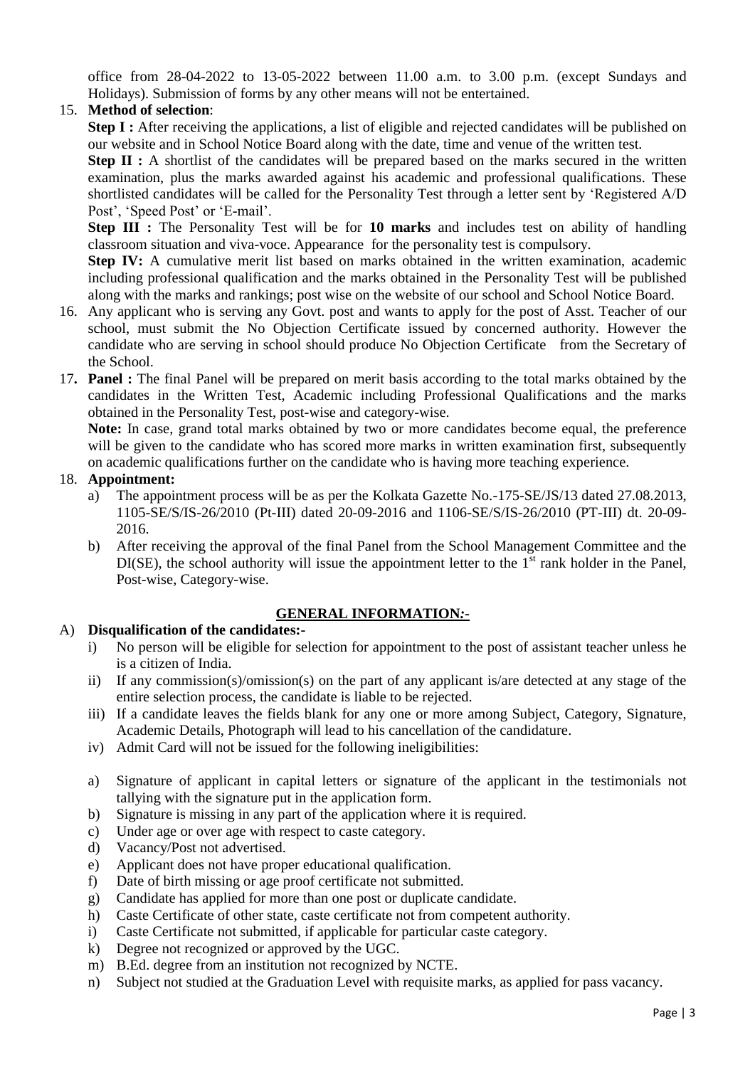office from 28-04-2022 to 13-05-2022 between 11.00 a.m. to 3.00 p.m. (except Sundays and Holidays). Submission of forms by any other means will not be entertained.

15. **Method of selection**:

    **Step I :** After receiving the applications, a list of eligible and rejected candidates will be published on our website and in School Notice Board along with the date, time and venue of the written test.

    **Step II :** A shortlist of the candidates will be prepared based on the marks secured in the written examination, plus the marks awarded against his academic and professional qualifications. These shortlisted candidates will be called for the Personality Test through a letter sent by 'Registered A/D Post', 'Speed Post' or 'E-mail'.

    **Step III :** The Personality Test will be for **10 marks** and includes test on ability of handling classroom situation and viva-voce. Appearance for the personality test is compulsory.

    **Step IV:** A cumulative merit list based on marks obtained in the written examination, academic including professional qualification and the marks obtained in the Personality Test will be published along with the marks and rankings; post wise on the website of our school and School Notice Board.

16. Any applicant who is serving any Govt. post and wants to apply for the post of Asst. Teacher of our school, must submit the No Objection Certificate issued by concerned authority. However the candidate who are serving in school should produce No Objection Certificate from the Secretary of the School.

17. **Panel :** The final Panel will be prepared on merit basis according to the total marks obtained by the candidates in the Written Test, Academic including Professional Qualifications and the marks obtained in the Personality Test, post-wise and category-wise.

    **Note:** In case, grand total marks obtained by two or more candidates become equal, the preference will be given to the candidate who has scored more marks in written examination first, subsequently on academic qualifications further on the candidate who is having more teaching experience.

18. **Appointment:**
    a) The appointment process will be as per the Kolkata Gazette No.-175-SE/JS/13 dated 27.08.2013, 1105-SE/S/IS-26/2010 (Pt-III) dated 20-09-2016 and 1106-SE/S/IS-26/2010 (PT-III) dt. 20-09-2016.
    b) After receiving the approval of the final Panel from the School Management Committee and the DI(SE), the school authority will issue the appointment letter to the 1st rank holder in the Panel, Post-wise, Category-wise.

## GENERAL INFORMATION:-

A) **Disqualification of the candidates:-**

i) No person will be eligible for selection for appointment to the post of assistant teacher unless he is a citizen of India.

ii) If any commission(s)/omission(s) on the part of any applicant is/are detected at any stage of the entire selection process, the candidate is liable to be rejected.

iii) If a candidate leaves the fields blank for any one or more among Subject, Category, Signature, Academic Details, Photograph will lead to his cancellation of the candidature.

iv) Admit Card will not be issued for the following ineligibilities:

a) Signature of applicant in capital letters or signature of the applicant in the testimonials not tallying with the signature put in the application form.
b) Signature is missing in any part of the application where it is required.
c) Under age or over age with respect to caste category.
d) Vacancy/Post not advertised.
e) Applicant does not have proper educational qualification.
f) Date of birth missing or age proof certificate not submitted.
g) Candidate has applied for more than one post or duplicate candidate.
h) Caste Certificate of other state, caste certificate not from competent authority.
i) Caste Certificate not submitted, if applicable for particular caste category.
k) Degree not recognized or approved by the UGC.
m) B.Ed. degree from an institution not recognized by NCTE.
n) Subject not studied at the Graduation Level with requisite marks, as applied for pass vacancy.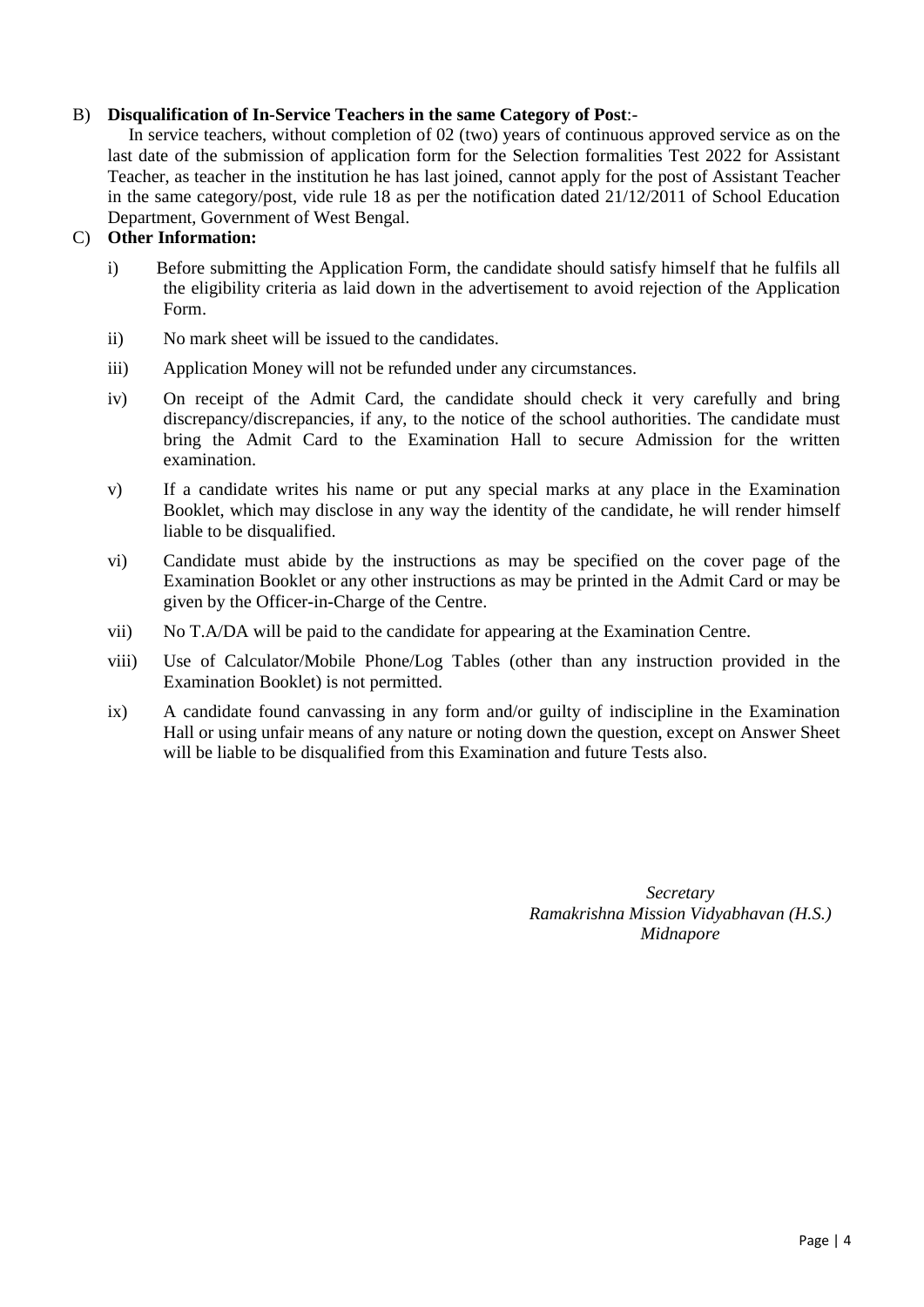B) **Disqualification of In-Service Teachers in the same Category of Post**:-

In service teachers, without completion of 02 (two) years of continuous approved service as on the last date of the submission of application form for the Selection formalities Test 2022 for Assistant Teacher, as teacher in the institution he has last joined, cannot apply for the post of Assistant Teacher in the same category/post, vide rule 18 as per the notification dated 21/12/2011 of School Education Department, Government of West Bengal.

C) **Other Information:**

i) Before submitting the Application Form, the candidate should satisfy himself that he fulfils all the eligibility criteria as laid down in the advertisement to avoid rejection of the Application Form.

ii) No mark sheet will be issued to the candidates.

iii) Application Money will not be refunded under any circumstances.

iv) On receipt of the Admit Card, the candidate should check it very carefully and bring discrepancy/discrepancies, if any, to the notice of the school authorities. The candidate must bring the Admit Card to the Examination Hall to secure Admission for the written examination.

v) If a candidate writes his name or put any special marks at any place in the Examination Booklet, which may disclose in any way the identity of the candidate, he will render himself liable to be disqualified.

vi) Candidate must abide by the instructions as may be specified on the cover page of the Examination Booklet or any other instructions as may be printed in the Admit Card or may be given by the Officer-in-Charge of the Centre.

vii) No T.A/DA will be paid to the candidate for appearing at the Examination Centre.

viii) Use of Calculator/Mobile Phone/Log Tables (other than any instruction provided in the Examination Booklet) is not permitted.

ix) A candidate found canvassing in any form and/or guilty of indiscipline in the Examination Hall or using unfair means of any nature or noting down the question, except on Answer Sheet will be liable to be disqualified from this Examination and future Tests also.

*Secretary*
*Ramakrishna Mission Vidyabhavan (H.S.)*
*Midnapore*